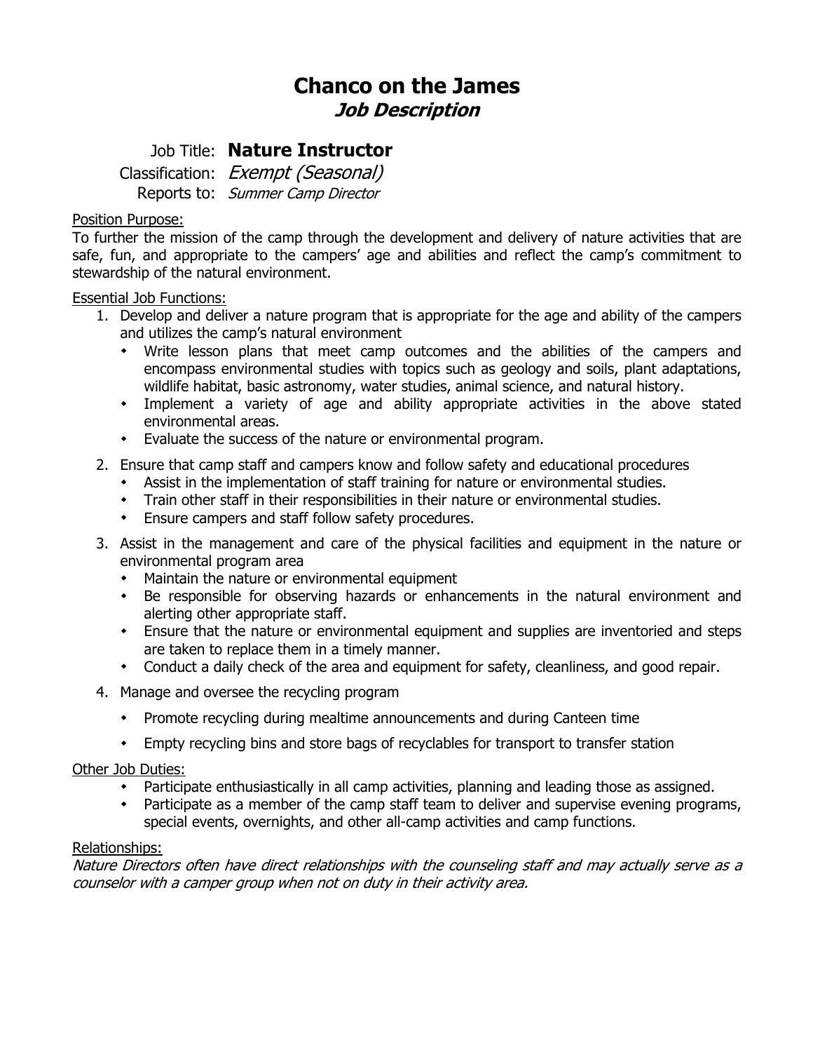# Chanco on the James
## *Job Description*

Job Title: **Nature Instructor**
Classification: *Exempt (Seasonal)*
Reports to: *Summer Camp Director*

Position Purpose:
To further the mission of the camp through the development and delivery of nature activities that are safe, fun, and appropriate to the campers' age and abilities and reflect the camp's commitment to stewardship of the natural environment.

Essential Job Functions:

1. Develop and deliver a nature program that is appropriate for the age and ability of the campers and utilizes the camp's natural environment
   - Write lesson plans that meet camp outcomes and the abilities of the campers and encompass environmental studies with topics such as geology and soils, plant adaptations, wildlife habitat, basic astronomy, water studies, animal science, and natural history.
   - Implement a variety of age and ability appropriate activities in the above stated environmental areas.
   - Evaluate the success of the nature or environmental program.
2. Ensure that camp staff and campers know and follow safety and educational procedures
   - Assist in the implementation of staff training for nature or environmental studies.
   - Train other staff in their responsibilities in their nature or environmental studies.
   - Ensure campers and staff follow safety procedures.
3. Assist in the management and care of the physical facilities and equipment in the nature or environmental program area
   - Maintain the nature or environmental equipment
   - Be responsible for observing hazards or enhancements in the natural environment and alerting other appropriate staff.
   - Ensure that the nature or environmental equipment and supplies are inventoried and steps are taken to replace them in a timely manner.
   - Conduct a daily check of the area and equipment for safety, cleanliness, and good repair.
4. Manage and oversee the recycling program
   - Promote recycling during mealtime announcements and during Canteen time
   - Empty recycling bins and store bags of recyclables for transport to transfer station

Other Job Duties:

- Participate enthusiastically in all camp activities, planning and leading those as assigned.
- Participate as a member of the camp staff team to deliver and supervise evening programs, special events, overnights, and other all-camp activities and camp functions.

Relationships:
*Nature Directors often have direct relationships with the counseling staff and may actually serve as a counselor with a camper group when not on duty in their activity area.*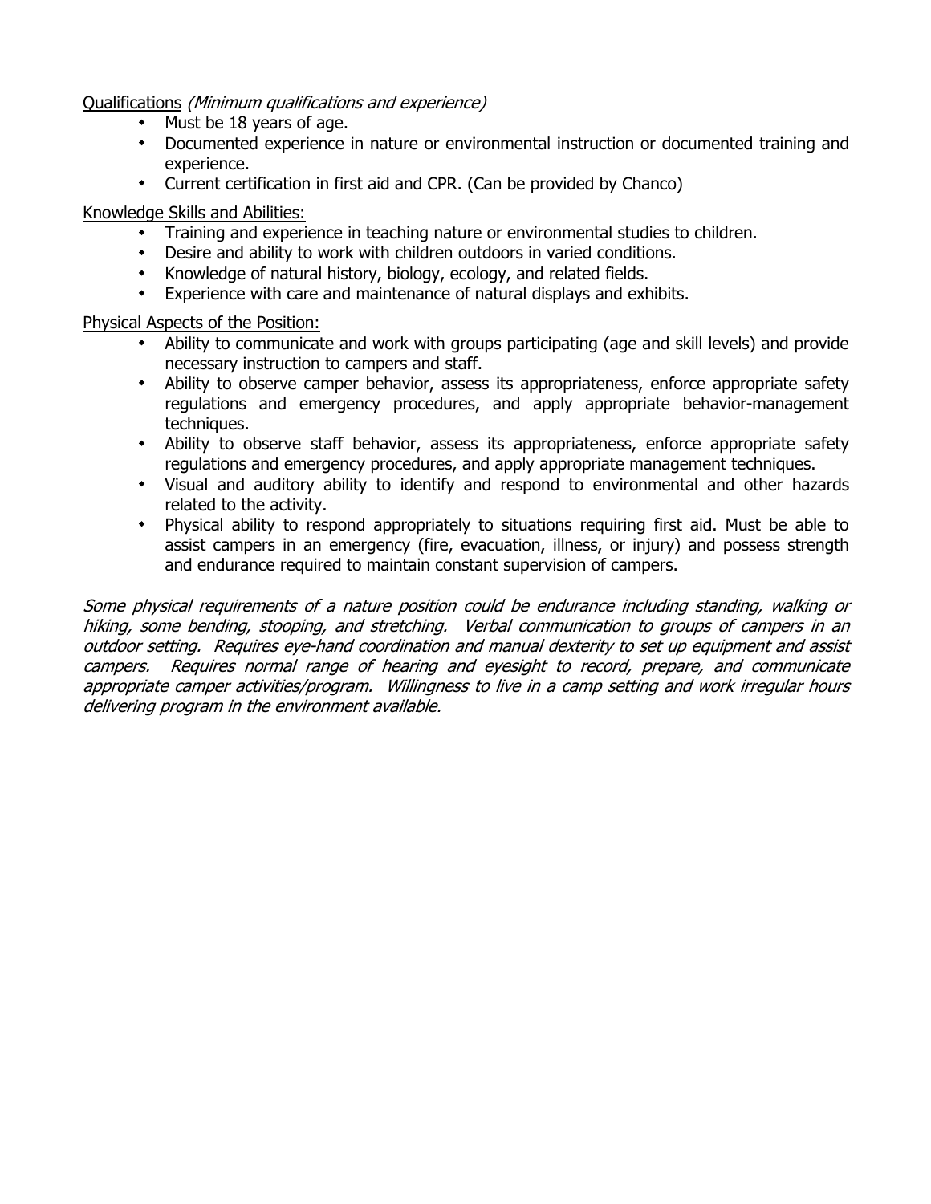<u>Qualifications</u> *(Minimum qualifications and experience)*

- Must be 18 years of age.
- Documented experience in nature or environmental instruction or documented training and experience.
- Current certification in first aid and CPR. (Can be provided by Chanco)

<u>Knowledge Skills and Abilities:</u>

- Training and experience in teaching nature or environmental studies to children.
- Desire and ability to work with children outdoors in varied conditions.
- Knowledge of natural history, biology, ecology, and related fields.
- Experience with care and maintenance of natural displays and exhibits.

<u>Physical Aspects of the Position:</u>

- Ability to communicate and work with groups participating (age and skill levels) and provide necessary instruction to campers and staff.
- Ability to observe camper behavior, assess its appropriateness, enforce appropriate safety regulations and emergency procedures, and apply appropriate behavior-management techniques.
- Ability to observe staff behavior, assess its appropriateness, enforce appropriate safety regulations and emergency procedures, and apply appropriate management techniques.
- Visual and auditory ability to identify and respond to environmental and other hazards related to the activity.
- Physical ability to respond appropriately to situations requiring first aid. Must be able to assist campers in an emergency (fire, evacuation, illness, or injury) and possess strength and endurance required to maintain constant supervision of campers.

*Some physical requirements of a nature position could be endurance including standing, walking or hiking, some bending, stooping, and stretching. Verbal communication to groups of campers in an outdoor setting. Requires eye-hand coordination and manual dexterity to set up equipment and assist campers. Requires normal range of hearing and eyesight to record, prepare, and communicate appropriate camper activities/program. Willingness to live in a camp setting and work irregular hours delivering program in the environment available.*